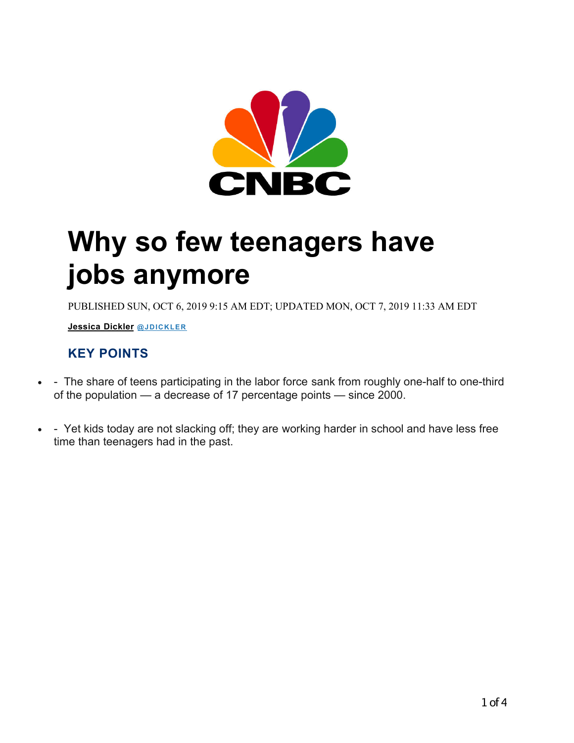CNBC

# Why so few teenagers have jobs anymore

PUBLISHED SUN, OCT 6, 2019 9:15 AM EDT; UPDATED MON, OCT 7, 2019 11:33 AM EDT

**Jessica Dickler** @JDICKLER

## KEY POINTS

- \- The share of teens participating in the labor force sank from roughly one-half to one-third of the population — a decrease of 17 percentage points — since 2000.
- \- Yet kids today are not slacking off; they are working harder in school and have less free time than teenagers had in the past.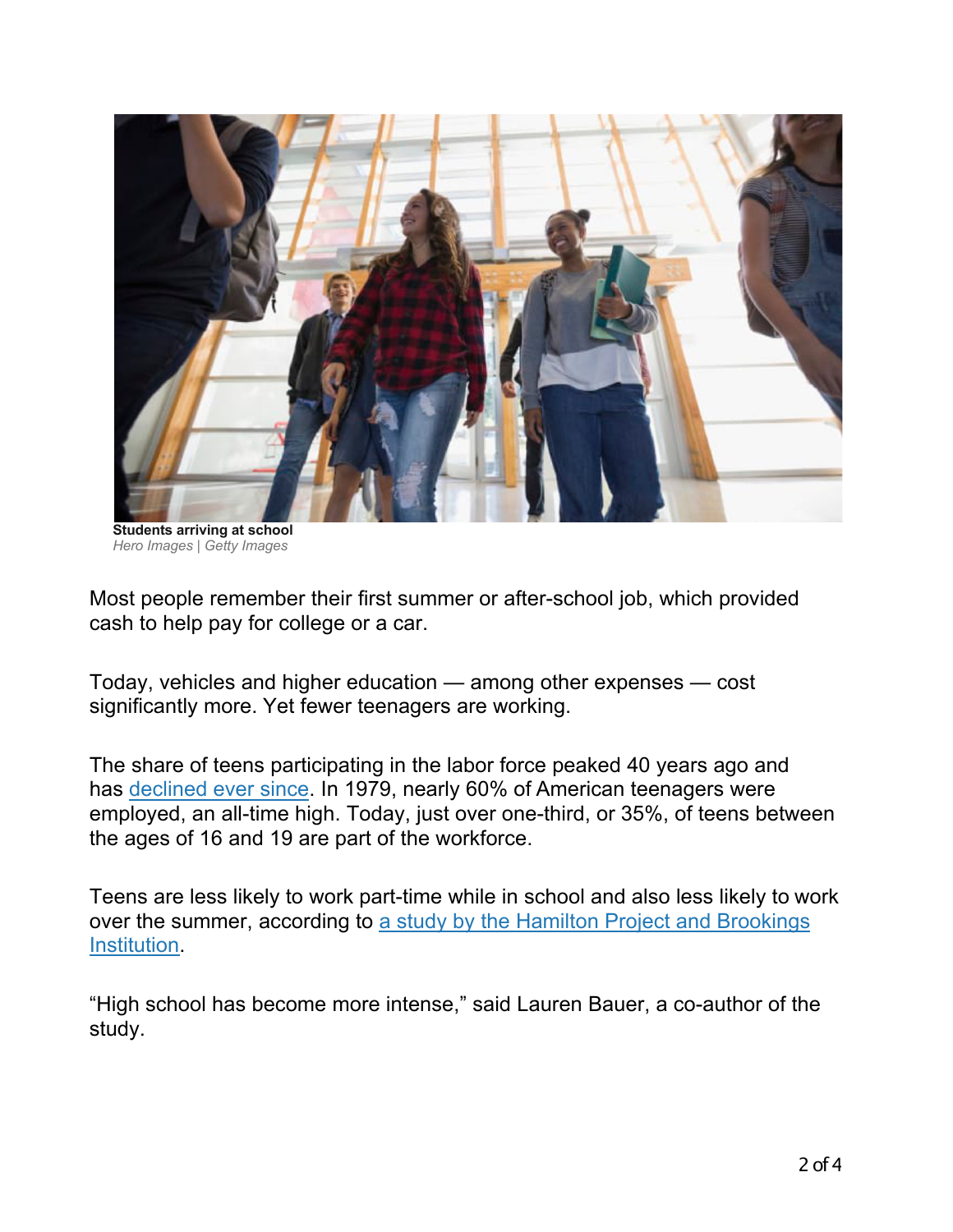**Students arriving at school**
*Hero Images | Getty Images*

Most people remember their first summer or after-school job, which provided cash to help pay for college or a car.

Today, vehicles and higher education — among other expenses — cost significantly more. Yet fewer teenagers are working.

The share of teens participating in the labor force peaked 40 years ago and has declined ever since. In 1979, nearly 60% of American teenagers were employed, an all-time high. Today, just over one-third, or 35%, of teens between the ages of 16 and 19 are part of the workforce.

Teens are less likely to work part-time while in school and also less likely to work over the summer, according to a study by the Hamilton Project and Brookings Institution.

"High school has become more intense," said Lauren Bauer, a co-author of the study.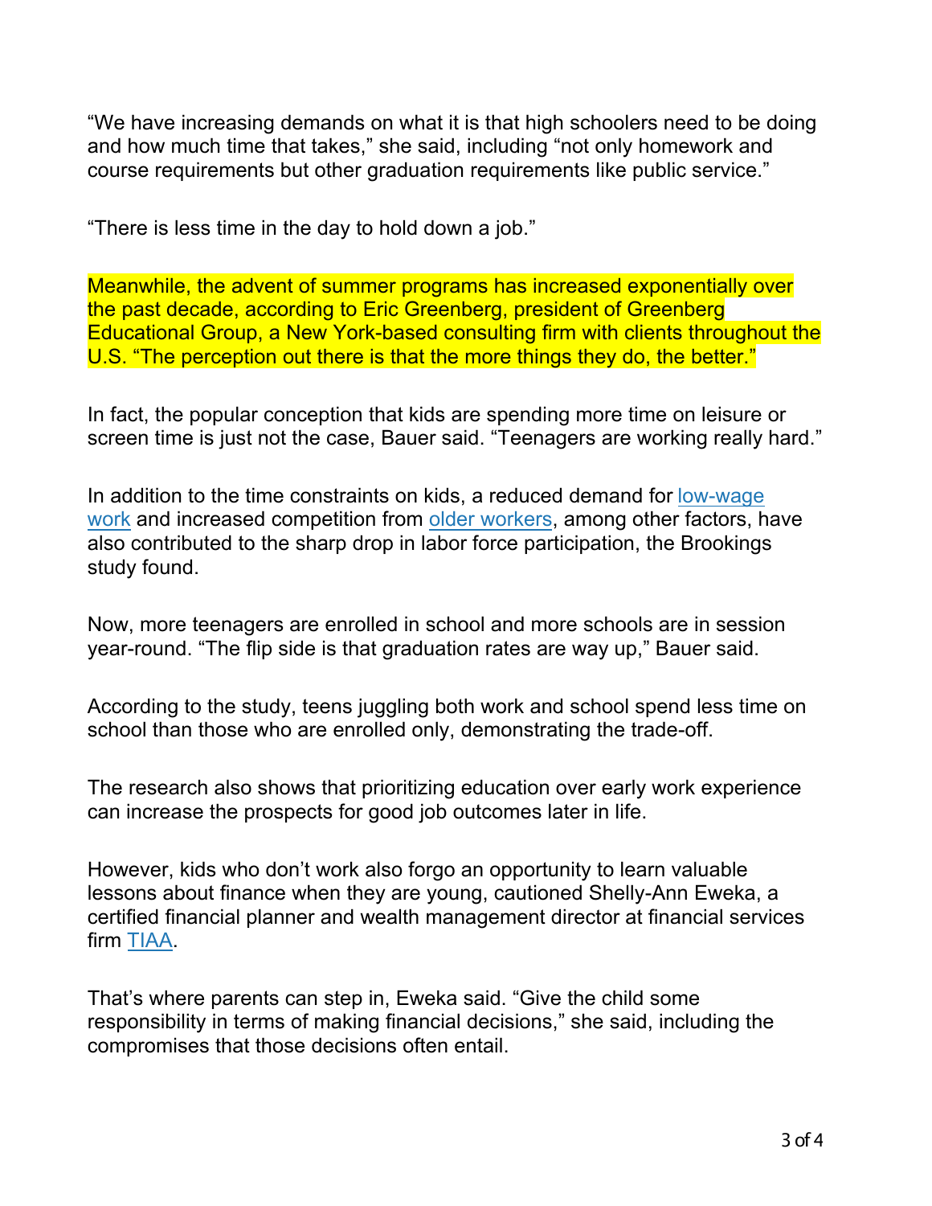"We have increasing demands on what it is that high schoolers need to be doing and how much time that takes," she said, including "not only homework and course requirements but other graduation requirements like public service."

"There is less time in the day to hold down a job."

Meanwhile, the advent of summer programs has increased exponentially over the past decade, according to Eric Greenberg, president of Greenberg Educational Group, a New York-based consulting firm with clients throughout the U.S. "The perception out there is that the more things they do, the better."

In fact, the popular conception that kids are spending more time on leisure or screen time is just not the case, Bauer said. "Teenagers are working really hard."

In addition to the time constraints on kids, a reduced demand for low-wage work and increased competition from older workers, among other factors, have also contributed to the sharp drop in labor force participation, the Brookings study found.

Now, more teenagers are enrolled in school and more schools are in session year-round. "The flip side is that graduation rates are way up," Bauer said.

According to the study, teens juggling both work and school spend less time on school than those who are enrolled only, demonstrating the trade-off.

The research also shows that prioritizing education over early work experience can increase the prospects for good job outcomes later in life.

However, kids who don't work also forgo an opportunity to learn valuable lessons about finance when they are young, cautioned Shelly-Ann Eweka, a certified financial planner and wealth management director at financial services firm TIAA.

That's where parents can step in, Eweka said. "Give the child some responsibility in terms of making financial decisions," she said, including the compromises that those decisions often entail.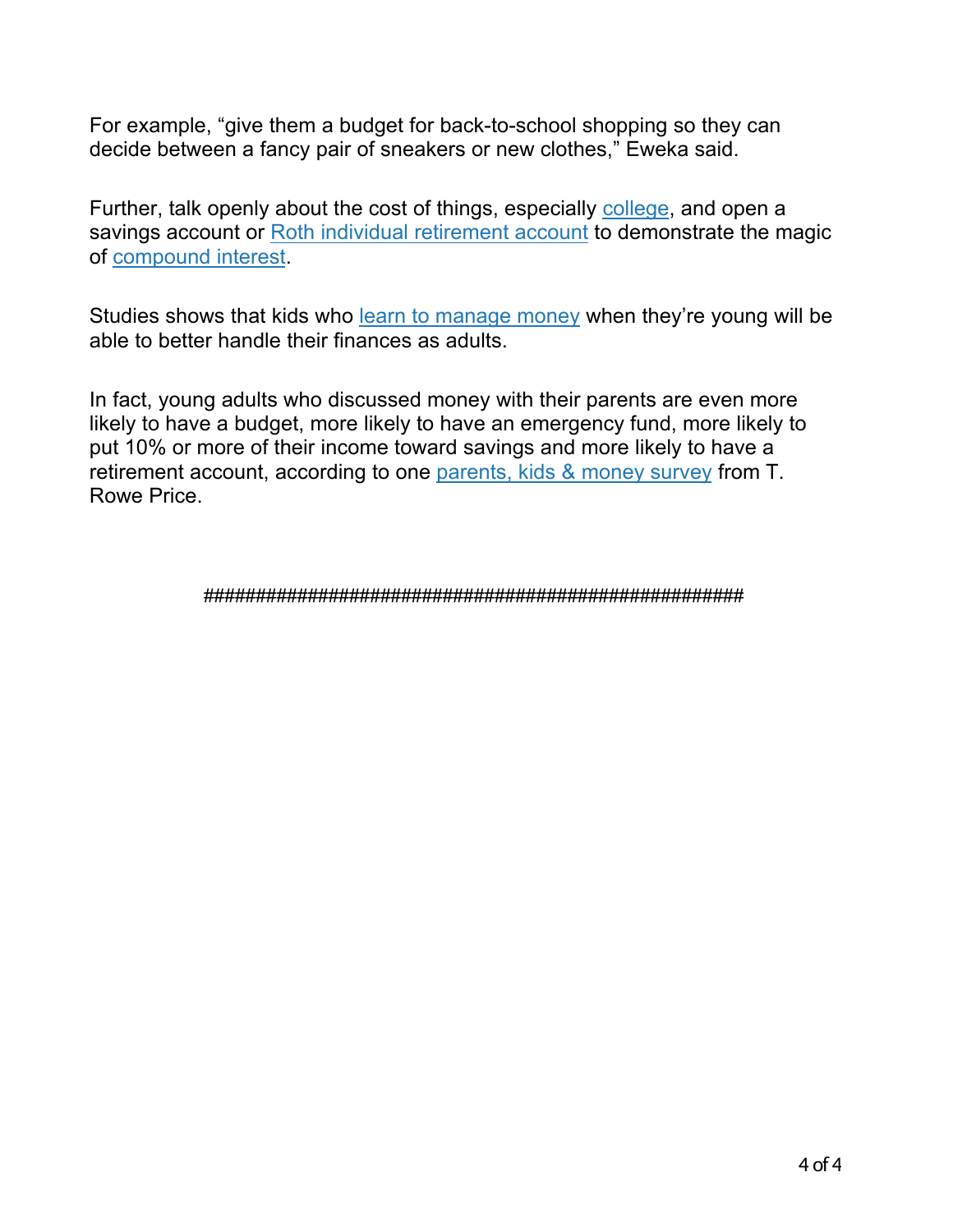For example, “give them a budget for back-to-school shopping so they can decide between a fancy pair of sneakers or new clothes,” Eweka said.

Further, talk openly about the cost of things, especially college, and open a savings account or Roth individual retirement account to demonstrate the magic of compound interest.

Studies shows that kids who learn to manage money when they’re young will be able to better handle their finances as adults.

In fact, young adults who discussed money with their parents are even more likely to have a budget, more likely to have an emergency fund, more likely to put 10% or more of their income toward savings and more likely to have a retirement account, according to one parents, kids & money survey from T. Rowe Price.

#####################################################